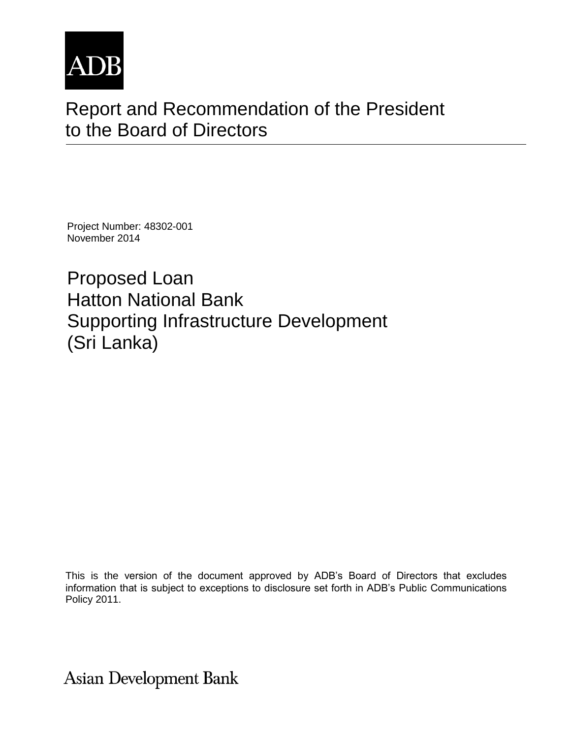ADB

# Report and Recommendation of the President to the Board of Directors

Project Number: 48302-001
November 2014

## Proposed Loan
## Hatton National Bank
## Supporting Infrastructure Development
## (Sri Lanka)

This is the version of the document approved by ADB's Board of Directors that excludes information that is subject to exceptions to disclosure set forth in ADB's Public Communications Policy 2011.

Asian Development Bank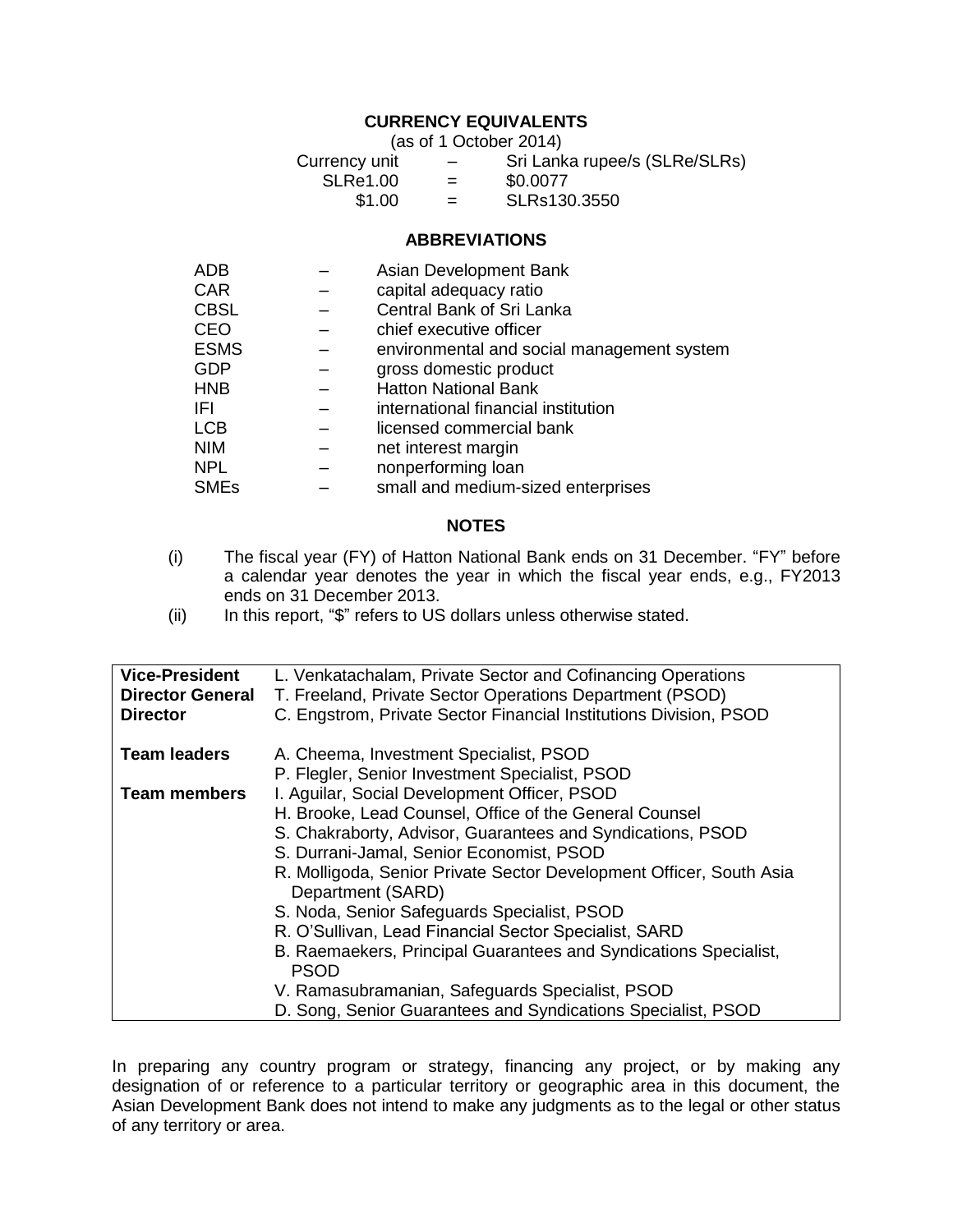## CURRENCY EQUIVALENTS

(as of 1 October 2014)

| Currency unit | – | Sri Lanka rupee/s (SLRe/SLRs) |
|---|---|---|
| SLRe1.00 | = | $0.0077 |
| $1.00 | = | SLRs130.3550 |

## ABBREVIATIONS

| | | |
|---|---|---|
| ADB | – | Asian Development Bank |
| CAR | – | capital adequacy ratio |
| CBSL | – | Central Bank of Sri Lanka |
| CEO | – | chief executive officer |
| ESMS | – | environmental and social management system |
| GDP | – | gross domestic product |
| HNB | – | Hatton National Bank |
| IFI | – | international financial institution |
| LCB | – | licensed commercial bank |
| NIM | – | net interest margin |
| NPL | – | nonperforming loan |
| SMEs | – | small and medium-sized enterprises |

## NOTES

(i) The fiscal year (FY) of Hatton National Bank ends on 31 December. "FY" before a calendar year denotes the year in which the fiscal year ends, e.g., FY2013 ends on 31 December 2013.

(ii) In this report, "$" refers to US dollars unless otherwise stated.

| | |
|---|---|
| **Vice-President** | L. Venkatachalam, Private Sector and Cofinancing Operations |
| **Director General** | T. Freeland, Private Sector Operations Department (PSOD) |
| **Director** | C. Engstrom, Private Sector Financial Institutions Division, PSOD |
| **Team leaders** | A. Cheema, Investment Specialist, PSOD<br>P. Flegler, Senior Investment Specialist, PSOD |
| **Team members** | I. Aguilar, Social Development Officer, PSOD<br>H. Brooke, Lead Counsel, Office of the General Counsel<br>S. Chakraborty, Advisor, Guarantees and Syndications, PSOD<br>S. Durrani-Jamal, Senior Economist, PSOD<br>R. Molligoda, Senior Private Sector Development Officer, South Asia Department (SARD)<br>S. Noda, Senior Safeguards Specialist, PSOD<br>R. O'Sullivan, Lead Financial Sector Specialist, SARD<br>B. Raemaekers, Principal Guarantees and Syndications Specialist, PSOD<br>V. Ramasubramanian, Safeguards Specialist, PSOD<br>D. Song, Senior Guarantees and Syndications Specialist, PSOD |

In preparing any country program or strategy, financing any project, or by making any designation of or reference to a particular territory or geographic area in this document, the Asian Development Bank does not intend to make any judgments as to the legal or other status of any territory or area.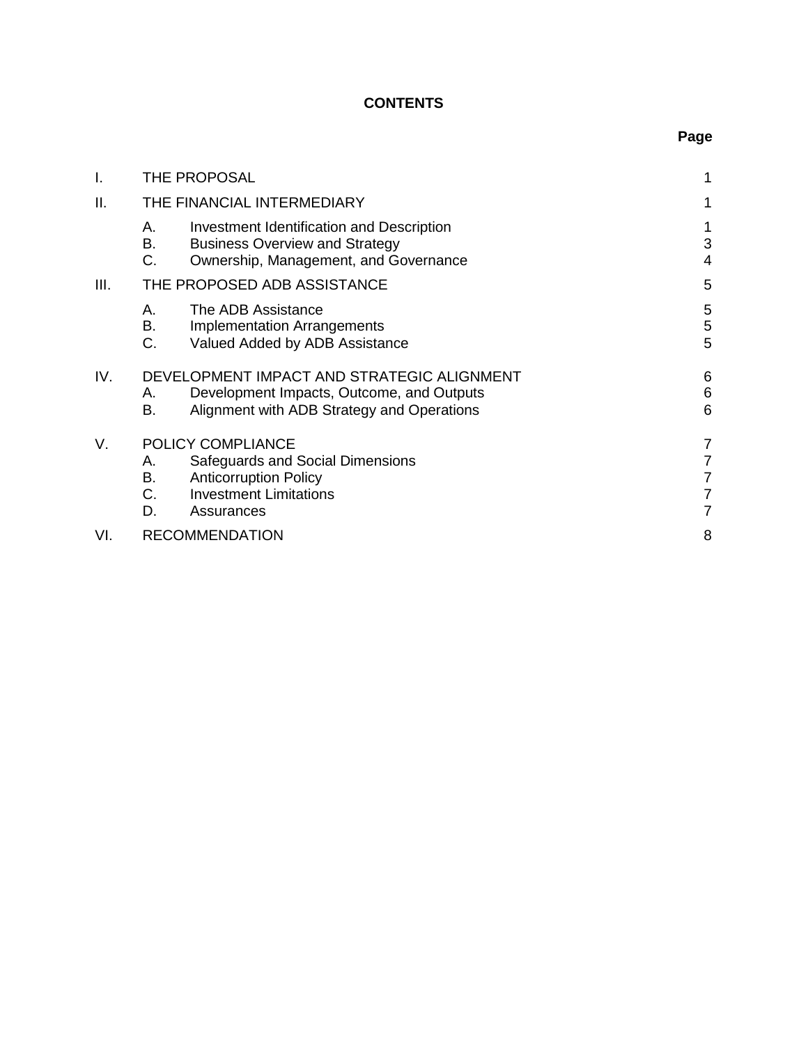# CONTENTS

| | | Page |
|---|---|---|
| I. | THE PROPOSAL | 1 |
| II. | THE FINANCIAL INTERMEDIARY | 1 |
| | A. Investment Identification and Description | 1 |
| | B. Business Overview and Strategy | 3 |
| | C. Ownership, Management, and Governance | 4 |
| III. | THE PROPOSED ADB ASSISTANCE | 5 |
| | A. The ADB Assistance | 5 |
| | B. Implementation Arrangements | 5 |
| | C. Valued Added by ADB Assistance | 5 |
| IV. | DEVELOPMENT IMPACT AND STRATEGIC ALIGNMENT | 6 |
| | A. Development Impacts, Outcome, and Outputs | 6 |
| | B. Alignment with ADB Strategy and Operations | 6 |
| V. | POLICY COMPLIANCE | 7 |
| | A. Safeguards and Social Dimensions | 7 |
| | B. Anticorruption Policy | 7 |
| | C. Investment Limitations | 7 |
| | D. Assurances | 7 |
| VI. | RECOMMENDATION | 8 |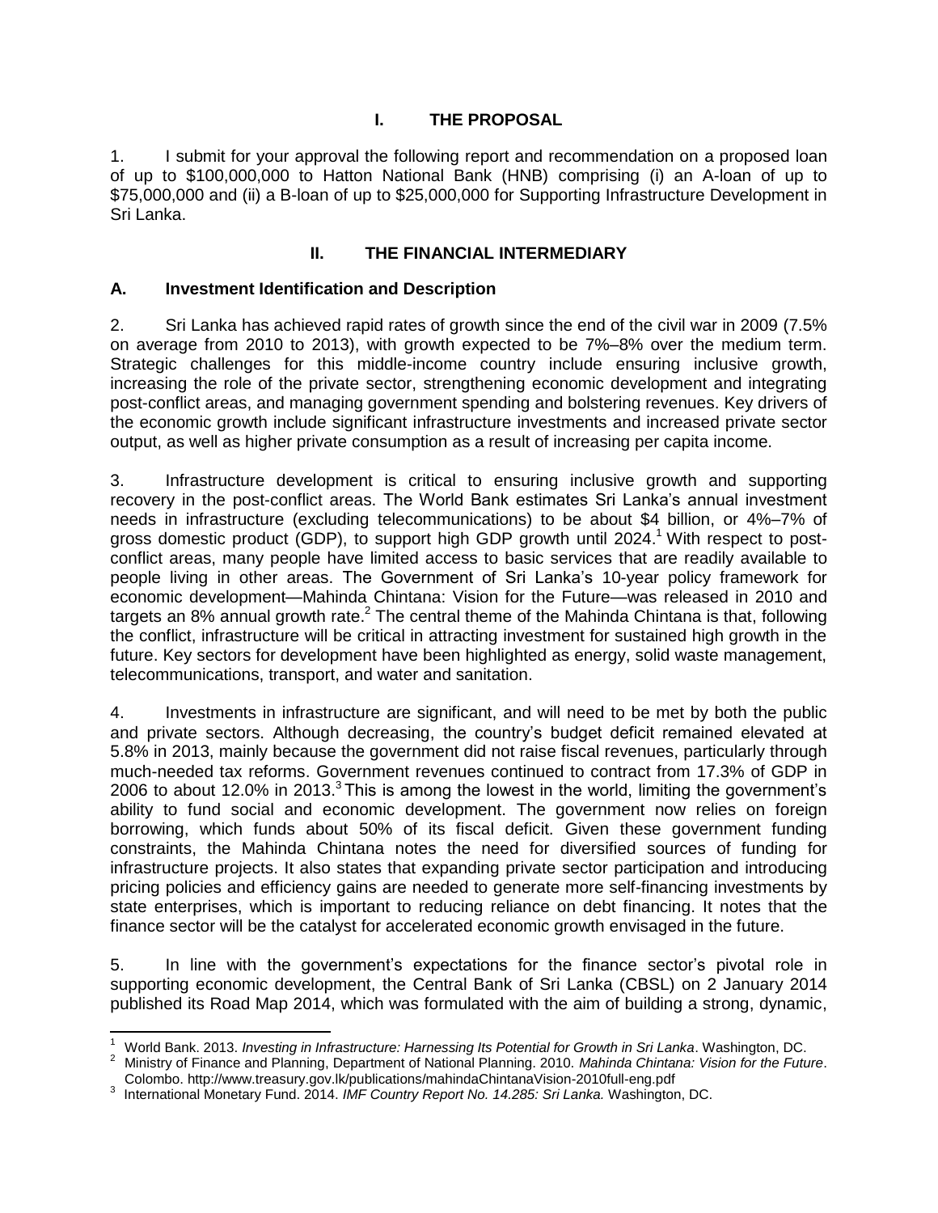# I. THE PROPOSAL

1. I submit for your approval the following report and recommendation on a proposed loan of up to $100,000,000 to Hatton National Bank (HNB) comprising (i) an A-loan of up to $75,000,000 and (ii) a B-loan of up to $25,000,000 for Supporting Infrastructure Development in Sri Lanka.

# II. THE FINANCIAL INTERMEDIARY

## A. Investment Identification and Description

2. Sri Lanka has achieved rapid rates of growth since the end of the civil war in 2009 (7.5% on average from 2010 to 2013), with growth expected to be 7%–8% over the medium term. Strategic challenges for this middle-income country include ensuring inclusive growth, increasing the role of the private sector, strengthening economic development and integrating post-conflict areas, and managing government spending and bolstering revenues. Key drivers of the economic growth include significant infrastructure investments and increased private sector output, as well as higher private consumption as a result of increasing per capita income.

3. Infrastructure development is critical to ensuring inclusive growth and supporting recovery in the post-conflict areas. The World Bank estimates Sri Lanka's annual investment needs in infrastructure (excluding telecommunications) to be about $4 billion, or 4%–7% of gross domestic product (GDP), to support high GDP growth until 2024.[1] With respect to post-conflict areas, many people have limited access to basic services that are readily available to people living in other areas. The Government of Sri Lanka's 10-year policy framework for economic development—Mahinda Chintana: Vision for the Future—was released in 2010 and targets an 8% annual growth rate.[2] The central theme of the Mahinda Chintana is that, following the conflict, infrastructure will be critical in attracting investment for sustained high growth in the future. Key sectors for development have been highlighted as energy, solid waste management, telecommunications, transport, and water and sanitation.

4. Investments in infrastructure are significant, and will need to be met by both the public and private sectors. Although decreasing, the country's budget deficit remained elevated at 5.8% in 2013, mainly because the government did not raise fiscal revenues, particularly through much-needed tax reforms. Government revenues continued to contract from 17.3% of GDP in 2006 to about 12.0% in 2013.[3] This is among the lowest in the world, limiting the government's ability to fund social and economic development. The government now relies on foreign borrowing, which funds about 50% of its fiscal deficit. Given these government funding constraints, the Mahinda Chintana notes the need for diversified sources of funding for infrastructure projects. It also states that expanding private sector participation and introducing pricing policies and efficiency gains are needed to generate more self-financing investments by state enterprises, which is important to reducing reliance on debt financing. It notes that the finance sector will be the catalyst for accelerated economic growth envisaged in the future.

5. In line with the government's expectations for the finance sector's pivotal role in supporting economic development, the Central Bank of Sri Lanka (CBSL) on 2 January 2014 published its Road Map 2014, which was formulated with the aim of building a strong, dynamic,

---

[1] World Bank. 2013. *Investing in Infrastructure: Harnessing Its Potential for Growth in Sri Lanka*. Washington, DC.

[2] Ministry of Finance and Planning, Department of National Planning. 2010. *Mahinda Chintana: Vision for the Future*. Colombo. http://www.treasury.gov.lk/publications/mahindaChintanaVision-2010full-eng.pdf

[3] International Monetary Fund. 2014. *IMF Country Report No. 14.285: Sri Lanka.* Washington, DC.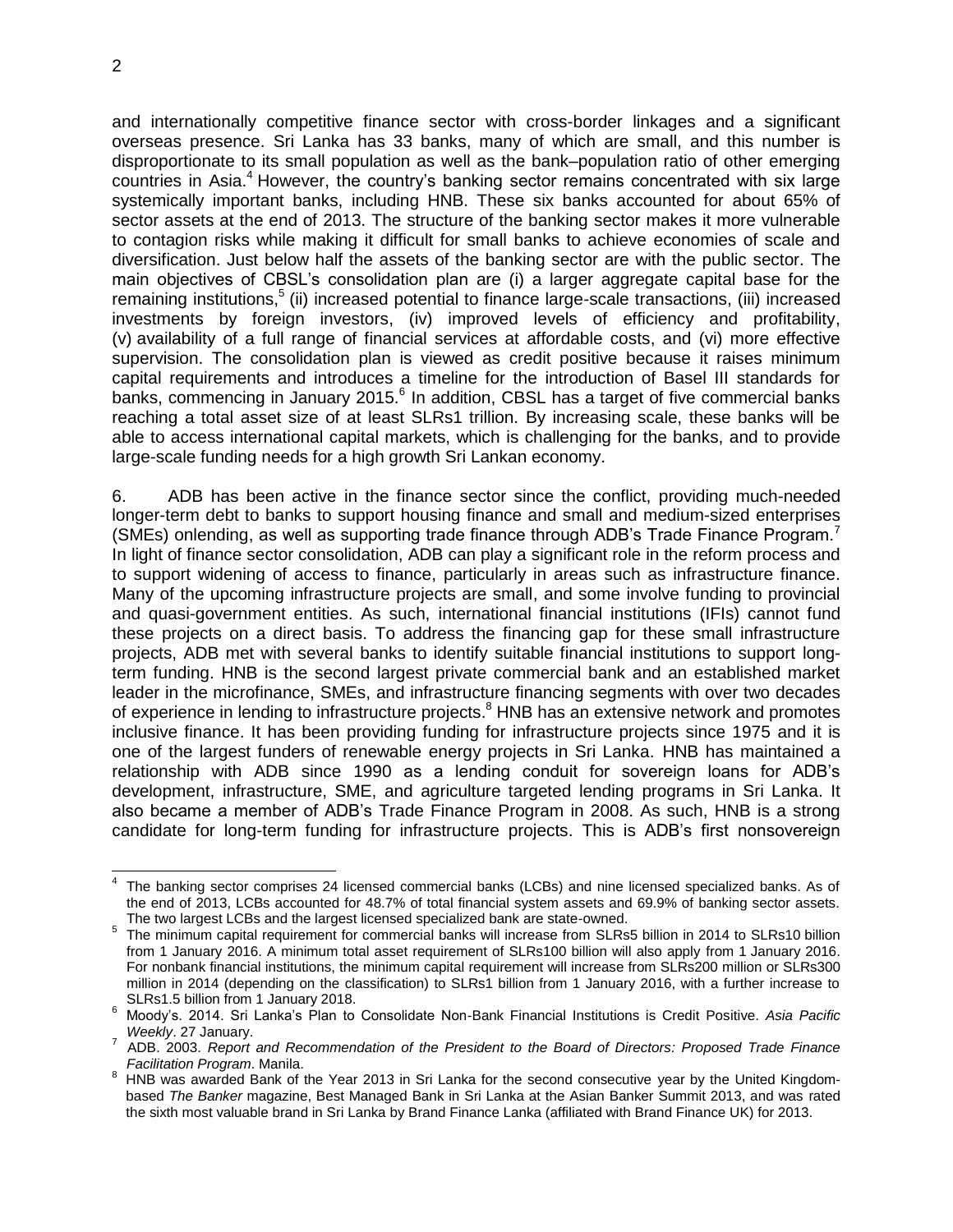and internationally competitive finance sector with cross-border linkages and a significant overseas presence. Sri Lanka has 33 banks, many of which are small, and this number is disproportionate to its small population as well as the bank–population ratio of other emerging countries in Asia.[4] However, the country's banking sector remains concentrated with six large systemically important banks, including HNB. These six banks accounted for about 65% of sector assets at the end of 2013. The structure of the banking sector makes it more vulnerable to contagion risks while making it difficult for small banks to achieve economies of scale and diversification. Just below half the assets of the banking sector are with the public sector. The main objectives of CBSL's consolidation plan are (i) a larger aggregate capital base for the remaining institutions,[5] (ii) increased potential to finance large-scale transactions, (iii) increased investments by foreign investors, (iv) improved levels of efficiency and profitability, (v) availability of a full range of financial services at affordable costs, and (vi) more effective supervision. The consolidation plan is viewed as credit positive because it raises minimum capital requirements and introduces a timeline for the introduction of Basel III standards for banks, commencing in January 2015.[6] In addition, CBSL has a target of five commercial banks reaching a total asset size of at least SLRs1 trillion. By increasing scale, these banks will be able to access international capital markets, which is challenging for the banks, and to provide large-scale funding needs for a high growth Sri Lankan economy.

6. ADB has been active in the finance sector since the conflict, providing much-needed longer-term debt to banks to support housing finance and small and medium-sized enterprises (SMEs) onlending, as well as supporting trade finance through ADB's Trade Finance Program.[7] In light of finance sector consolidation, ADB can play a significant role in the reform process and to support widening of access to finance, particularly in areas such as infrastructure finance. Many of the upcoming infrastructure projects are small, and some involve funding to provincial and quasi-government entities. As such, international financial institutions (IFIs) cannot fund these projects on a direct basis. To address the financing gap for these small infrastructure projects, ADB met with several banks to identify suitable financial institutions to support long-term funding. HNB is the second largest private commercial bank and an established market leader in the microfinance, SMEs, and infrastructure financing segments with over two decades of experience in lending to infrastructure projects.[8] HNB has an extensive network and promotes inclusive finance. It has been providing funding for infrastructure projects since 1975 and it is one of the largest funders of renewable energy projects in Sri Lanka. HNB has maintained a relationship with ADB since 1990 as a lending conduit for sovereign loans for ADB's development, infrastructure, SME, and agriculture targeted lending programs in Sri Lanka. It also became a member of ADB's Trade Finance Program in 2008. As such, HNB is a strong candidate for long-term funding for infrastructure projects. This is ADB's first nonsovereign

---

[4] The banking sector comprises 24 licensed commercial banks (LCBs) and nine licensed specialized banks. As of the end of 2013, LCBs accounted for 48.7% of total financial system assets and 69.9% of banking sector assets. The two largest LCBs and the largest licensed specialized bank are state-owned.

[5] The minimum capital requirement for commercial banks will increase from SLRs5 billion in 2014 to SLRs10 billion from 1 January 2016. A minimum total asset requirement of SLRs100 billion will also apply from 1 January 2016. For nonbank financial institutions, the minimum capital requirement will increase from SLRs200 million or SLRs300 million in 2014 (depending on the classification) to SLRs1 billion from 1 January 2016, with a further increase to SLRs1.5 billion from 1 January 2018.

[6] Moody's. 2014. Sri Lanka's Plan to Consolidate Non-Bank Financial Institutions is Credit Positive. *Asia Pacific Weekly*. 27 January.

[7] ADB. 2003. *Report and Recommendation of the President to the Board of Directors: Proposed Trade Finance Facilitation Program*. Manila.

[8] HNB was awarded Bank of the Year 2013 in Sri Lanka for the second consecutive year by the United Kingdom-based *The Banker* magazine, Best Managed Bank in Sri Lanka at the Asian Banker Summit 2013, and was rated the sixth most valuable brand in Sri Lanka by Brand Finance Lanka (affiliated with Brand Finance UK) for 2013.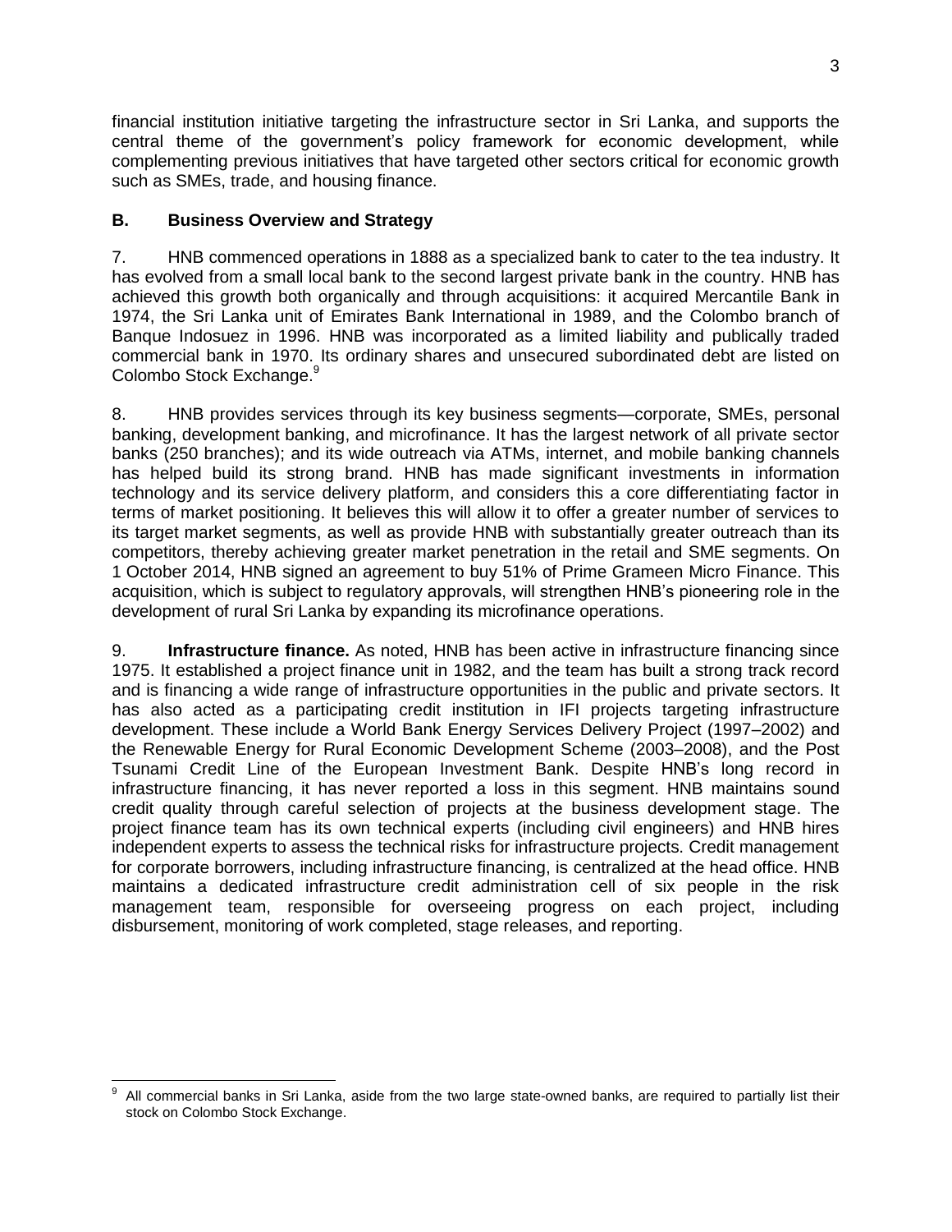financial institution initiative targeting the infrastructure sector in Sri Lanka, and supports the central theme of the government's policy framework for economic development, while complementing previous initiatives that have targeted other sectors critical for economic growth such as SMEs, trade, and housing finance.

### B. Business Overview and Strategy

7. HNB commenced operations in 1888 as a specialized bank to cater to the tea industry. It has evolved from a small local bank to the second largest private bank in the country. HNB has achieved this growth both organically and through acquisitions: it acquired Mercantile Bank in 1974, the Sri Lanka unit of Emirates Bank International in 1989, and the Colombo branch of Banque Indosuez in 1996. HNB was incorporated as a limited liability and publically traded commercial bank in 1970. Its ordinary shares and unsecured subordinated debt are listed on Colombo Stock Exchange.[9]

8. HNB provides services through its key business segments—corporate, SMEs, personal banking, development banking, and microfinance. It has the largest network of all private sector banks (250 branches); and its wide outreach via ATMs, internet, and mobile banking channels has helped build its strong brand. HNB has made significant investments in information technology and its service delivery platform, and considers this a core differentiating factor in terms of market positioning. It believes this will allow it to offer a greater number of services to its target market segments, as well as provide HNB with substantially greater outreach than its competitors, thereby achieving greater market penetration in the retail and SME segments. On 1 October 2014, HNB signed an agreement to buy 51% of Prime Grameen Micro Finance. This acquisition, which is subject to regulatory approvals, will strengthen HNB's pioneering role in the development of rural Sri Lanka by expanding its microfinance operations.

9. **Infrastructure finance.** As noted, HNB has been active in infrastructure financing since 1975. It established a project finance unit in 1982, and the team has built a strong track record and is financing a wide range of infrastructure opportunities in the public and private sectors. It has also acted as a participating credit institution in IFI projects targeting infrastructure development. These include a World Bank Energy Services Delivery Project (1997–2002) and the Renewable Energy for Rural Economic Development Scheme (2003–2008), and the Post Tsunami Credit Line of the European Investment Bank. Despite HNB's long record in infrastructure financing, it has never reported a loss in this segment. HNB maintains sound credit quality through careful selection of projects at the business development stage. The project finance team has its own technical experts (including civil engineers) and HNB hires independent experts to assess the technical risks for infrastructure projects. Credit management for corporate borrowers, including infrastructure financing, is centralized at the head office. HNB maintains a dedicated infrastructure credit administration cell of six people in the risk management team, responsible for overseeing progress on each project, including disbursement, monitoring of work completed, stage releases, and reporting.

---

[9] All commercial banks in Sri Lanka, aside from the two large state-owned banks, are required to partially list their stock on Colombo Stock Exchange.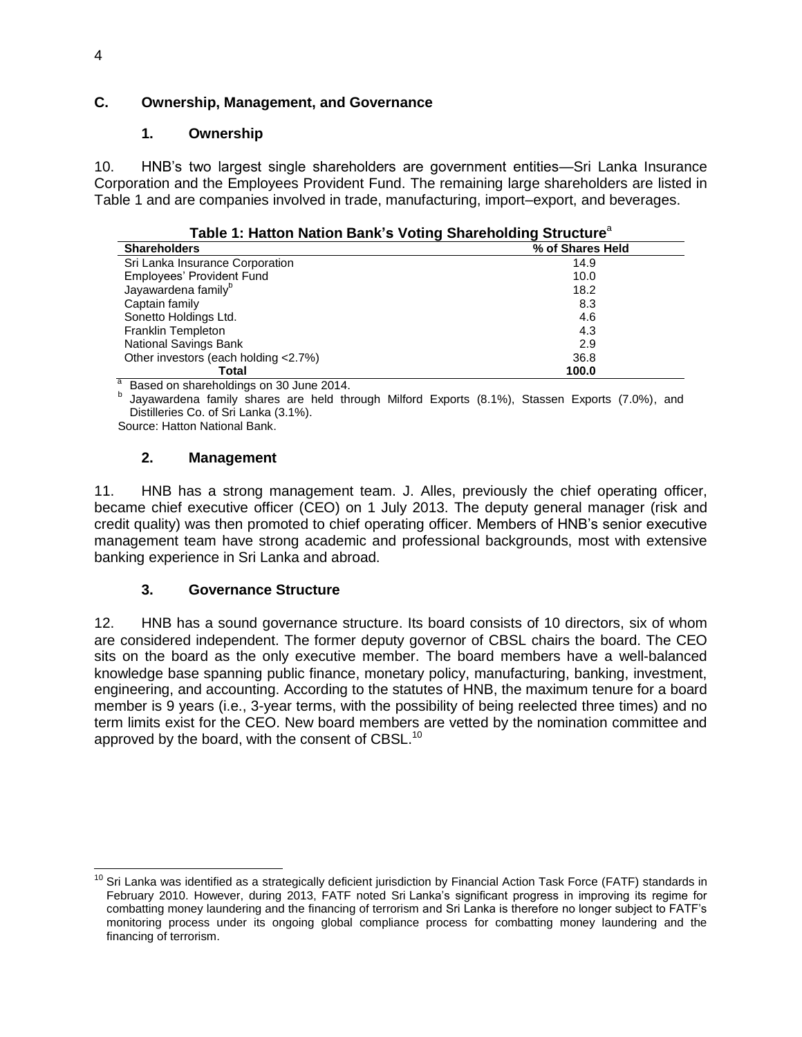## C. Ownership, Management, and Governance

### 1. Ownership

10. HNB's two largest single shareholders are government entities—Sri Lanka Insurance Corporation and the Employees Provident Fund. The remaining large shareholders are listed in Table 1 and are companies involved in trade, manufacturing, import–export, and beverages.

**Table 1: Hatton Nation Bank's Voting Shareholding Structure**[a]

| Shareholders | % of Shares Held |
|---|---|
| Sri Lanka Insurance Corporation | 14.9 |
| Employees' Provident Fund | 10.0 |
| Jayawardena family[b] | 18.2 |
| Captain family | 8.3 |
| Sonetto Holdings Ltd. | 4.6 |
| Franklin Templeton | 4.3 |
| National Savings Bank | 2.9 |
| Other investors (each holding <2.7%) | 36.8 |
| **Total** | **100.0** |

[a] Based on shareholdings on 30 June 2014.
[b] Jayawardena family shares are held through Milford Exports (8.1%), Stassen Exports (7.0%), and Distilleries Co. of Sri Lanka (3.1%).
Source: Hatton National Bank.

### 2. Management

11. HNB has a strong management team. J. Alles, previously the chief operating officer, became chief executive officer (CEO) on 1 July 2013. The deputy general manager (risk and credit quality) was then promoted to chief operating officer. Members of HNB's senior executive management team have strong academic and professional backgrounds, most with extensive banking experience in Sri Lanka and abroad.

### 3. Governance Structure

12. HNB has a sound governance structure. Its board consists of 10 directors, six of whom are considered independent. The former deputy governor of CBSL chairs the board. The CEO sits on the board as the only executive member. The board members have a well-balanced knowledge base spanning public finance, monetary policy, manufacturing, banking, investment, engineering, and accounting. According to the statutes of HNB, the maximum tenure for a board member is 9 years (i.e., 3-year terms, with the possibility of being reelected three times) and no term limits exist for the CEO. New board members are vetted by the nomination committee and approved by the board, with the consent of CBSL.[10]

[10] Sri Lanka was identified as a strategically deficient jurisdiction by Financial Action Task Force (FATF) standards in February 2010. However, during 2013, FATF noted Sri Lanka's significant progress in improving its regime for combatting money laundering and the financing of terrorism and Sri Lanka is therefore no longer subject to FATF's monitoring process under its ongoing global compliance process for combatting money laundering and the financing of terrorism.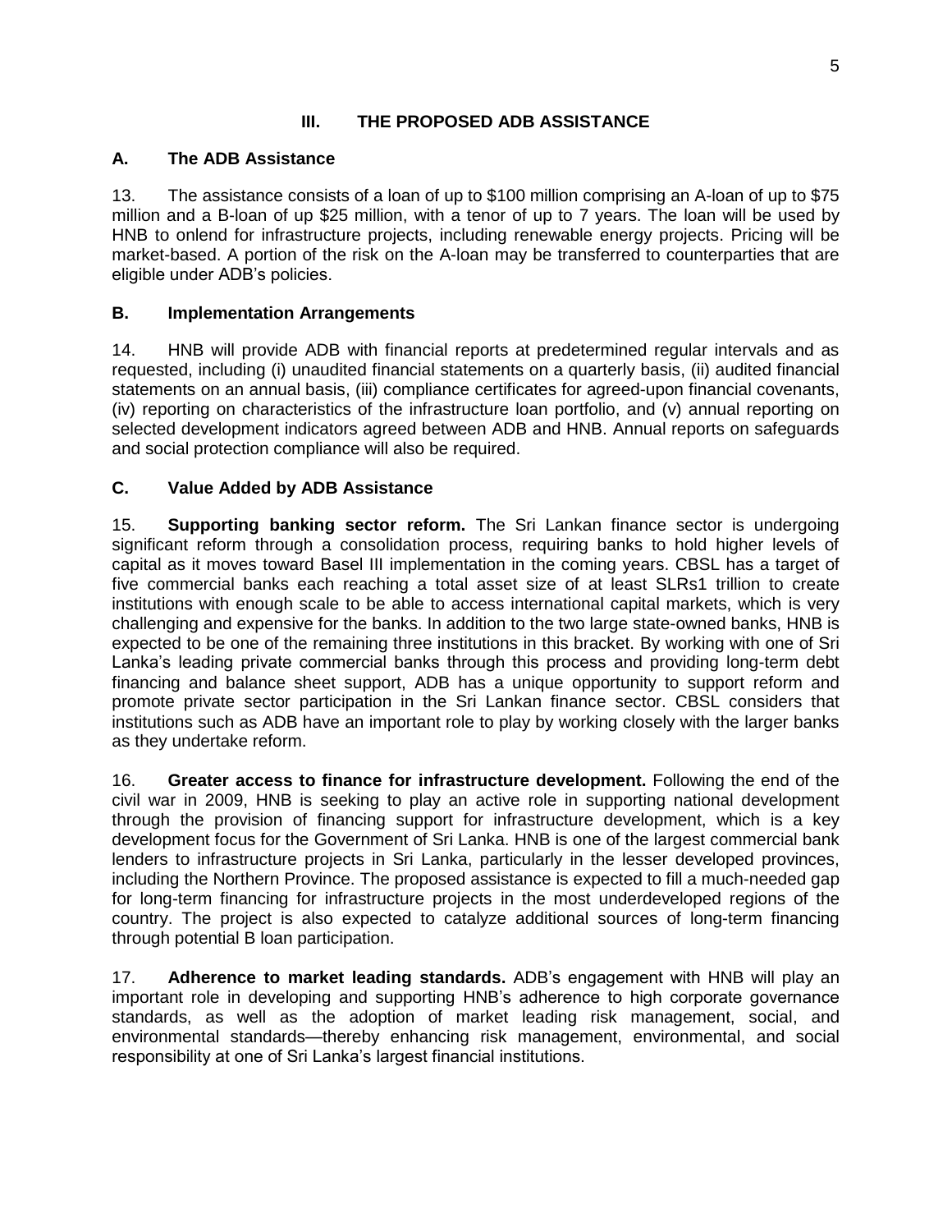## III. THE PROPOSED ADB ASSISTANCE

### A. The ADB Assistance

13. The assistance consists of a loan of up to $100 million comprising an A-loan of up to $75 million and a B-loan of up $25 million, with a tenor of up to 7 years. The loan will be used by HNB to onlend for infrastructure projects, including renewable energy projects. Pricing will be market-based. A portion of the risk on the A-loan may be transferred to counterparties that are eligible under ADB's policies.

### B. Implementation Arrangements

14. HNB will provide ADB with financial reports at predetermined regular intervals and as requested, including (i) unaudited financial statements on a quarterly basis, (ii) audited financial statements on an annual basis, (iii) compliance certificates for agreed-upon financial covenants, (iv) reporting on characteristics of the infrastructure loan portfolio, and (v) annual reporting on selected development indicators agreed between ADB and HNB. Annual reports on safeguards and social protection compliance will also be required.

### C. Value Added by ADB Assistance

15. **Supporting banking sector reform.** The Sri Lankan finance sector is undergoing significant reform through a consolidation process, requiring banks to hold higher levels of capital as it moves toward Basel III implementation in the coming years. CBSL has a target of five commercial banks each reaching a total asset size of at least SLRs1 trillion to create institutions with enough scale to be able to access international capital markets, which is very challenging and expensive for the banks. In addition to the two large state-owned banks, HNB is expected to be one of the remaining three institutions in this bracket. By working with one of Sri Lanka's leading private commercial banks through this process and providing long-term debt financing and balance sheet support, ADB has a unique opportunity to support reform and promote private sector participation in the Sri Lankan finance sector. CBSL considers that institutions such as ADB have an important role to play by working closely with the larger banks as they undertake reform.

16. **Greater access to finance for infrastructure development.** Following the end of the civil war in 2009, HNB is seeking to play an active role in supporting national development through the provision of financing support for infrastructure development, which is a key development focus for the Government of Sri Lanka. HNB is one of the largest commercial bank lenders to infrastructure projects in Sri Lanka, particularly in the lesser developed provinces, including the Northern Province. The proposed assistance is expected to fill a much-needed gap for long-term financing for infrastructure projects in the most underdeveloped regions of the country. The project is also expected to catalyze additional sources of long-term financing through potential B loan participation.

17. **Adherence to market leading standards.** ADB's engagement with HNB will play an important role in developing and supporting HNB's adherence to high corporate governance standards, as well as the adoption of market leading risk management, social, and environmental standards—thereby enhancing risk management, environmental, and social responsibility at one of Sri Lanka's largest financial institutions.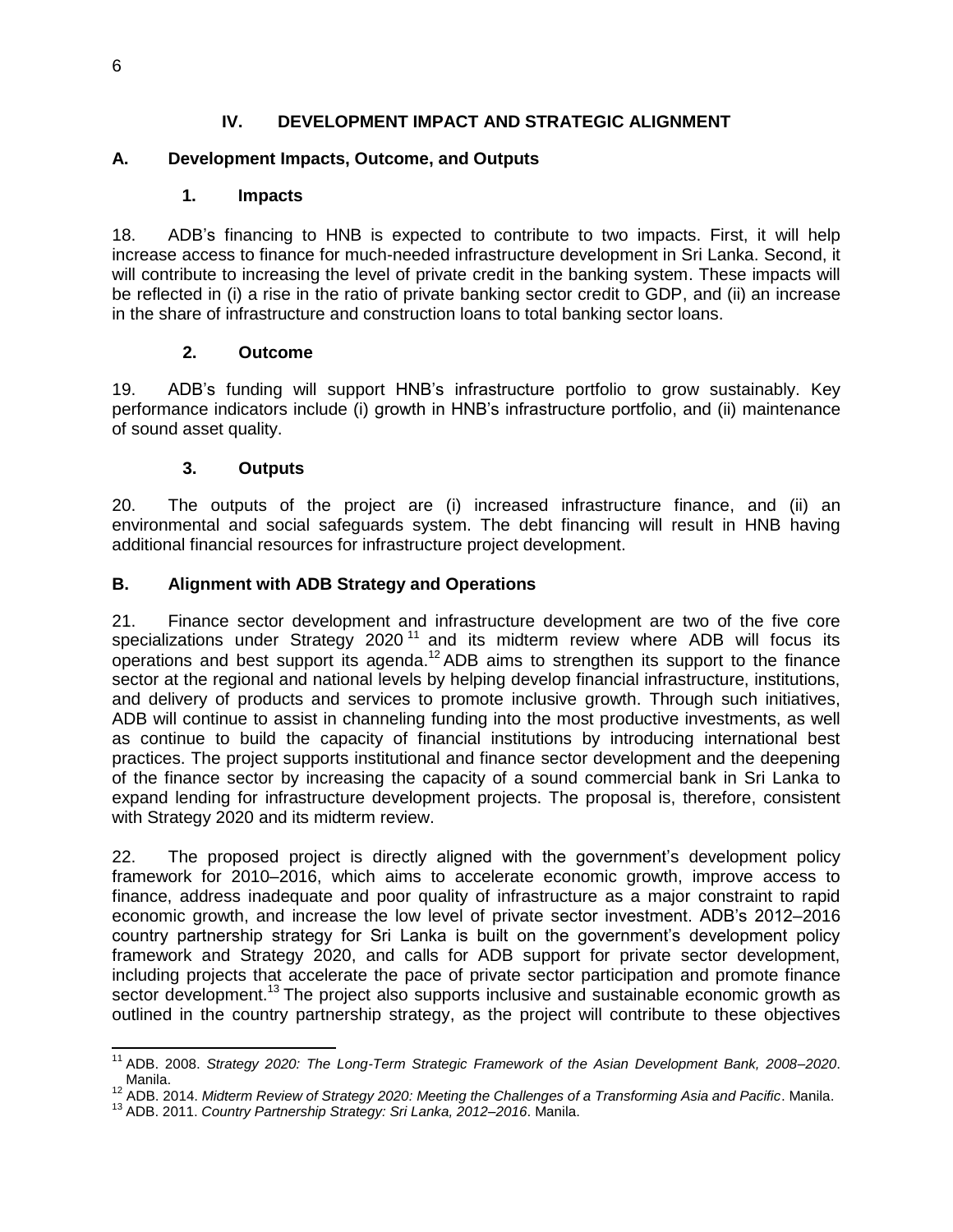## IV. DEVELOPMENT IMPACT AND STRATEGIC ALIGNMENT

### A. Development Impacts, Outcome, and Outputs

#### 1. Impacts

18. ADB's financing to HNB is expected to contribute to two impacts. First, it will help increase access to finance for much-needed infrastructure development in Sri Lanka. Second, it will contribute to increasing the level of private credit in the banking system. These impacts will be reflected in (i) a rise in the ratio of private banking sector credit to GDP, and (ii) an increase in the share of infrastructure and construction loans to total banking sector loans.

#### 2. Outcome

19. ADB's funding will support HNB's infrastructure portfolio to grow sustainably. Key performance indicators include (i) growth in HNB's infrastructure portfolio, and (ii) maintenance of sound asset quality.

#### 3. Outputs

20. The outputs of the project are (i) increased infrastructure finance, and (ii) an environmental and social safeguards system. The debt financing will result in HNB having additional financial resources for infrastructure project development.

### B. Alignment with ADB Strategy and Operations

21. Finance sector development and infrastructure development are two of the five core specializations under Strategy 2020 [11] and its midterm review where ADB will focus its operations and best support its agenda.[12] ADB aims to strengthen its support to the finance sector at the regional and national levels by helping develop financial infrastructure, institutions, and delivery of products and services to promote inclusive growth. Through such initiatives, ADB will continue to assist in channeling funding into the most productive investments, as well as continue to build the capacity of financial institutions by introducing international best practices. The project supports institutional and finance sector development and the deepening of the finance sector by increasing the capacity of a sound commercial bank in Sri Lanka to expand lending for infrastructure development projects. The proposal is, therefore, consistent with Strategy 2020 and its midterm review.

22. The proposed project is directly aligned with the government's development policy framework for 2010–2016, which aims to accelerate economic growth, improve access to finance, address inadequate and poor quality of infrastructure as a major constraint to rapid economic growth, and increase the low level of private sector investment. ADB's 2012–2016 country partnership strategy for Sri Lanka is built on the government's development policy framework and Strategy 2020, and calls for ADB support for private sector development, including projects that accelerate the pace of private sector participation and promote finance sector development.[13] The project also supports inclusive and sustainable economic growth as outlined in the country partnership strategy, as the project will contribute to these objectives

---

[11] ADB. 2008. *Strategy 2020: The Long-Term Strategic Framework of the Asian Development Bank, 2008–2020*. Manila.

[12] ADB. 2014. *Midterm Review of Strategy 2020: Meeting the Challenges of a Transforming Asia and Pacific*. Manila.

[13] ADB. 2011. *Country Partnership Strategy: Sri Lanka, 2012–2016*. Manila.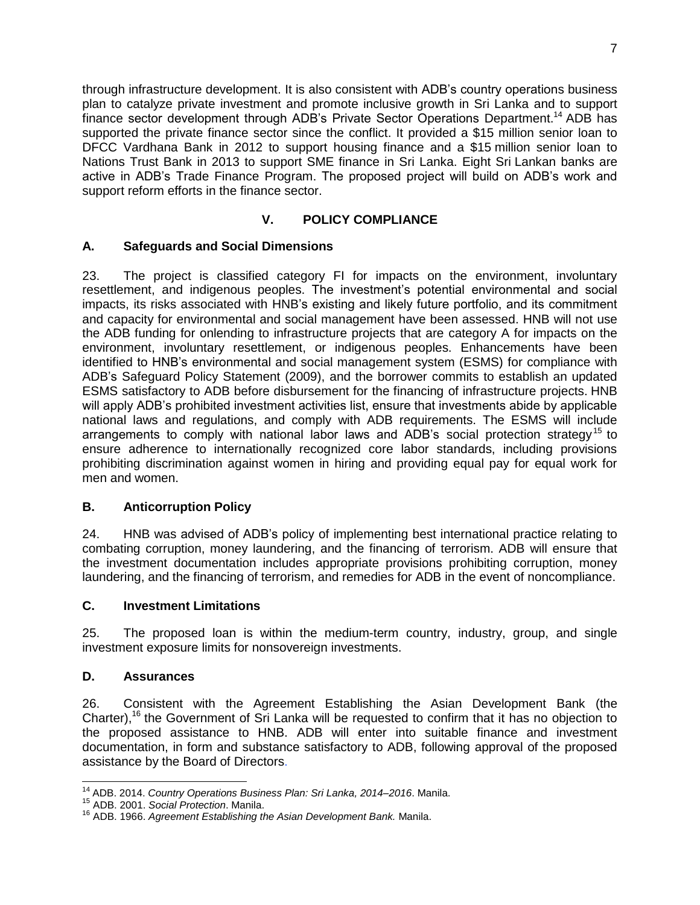through infrastructure development. It is also consistent with ADB's country operations business plan to catalyze private investment and promote inclusive growth in Sri Lanka and to support finance sector development through ADB's Private Sector Operations Department.[14] ADB has supported the private finance sector since the conflict. It provided a $15 million senior loan to DFCC Vardhana Bank in 2012 to support housing finance and a $15 million senior loan to Nations Trust Bank in 2013 to support SME finance in Sri Lanka. Eight Sri Lankan banks are active in ADB's Trade Finance Program. The proposed project will build on ADB's work and support reform efforts in the finance sector.

## V. POLICY COMPLIANCE

### A. Safeguards and Social Dimensions

23. The project is classified category FI for impacts on the environment, involuntary resettlement, and indigenous peoples. The investment's potential environmental and social impacts, its risks associated with HNB's existing and likely future portfolio, and its commitment and capacity for environmental and social management have been assessed. HNB will not use the ADB funding for onlending to infrastructure projects that are category A for impacts on the environment, involuntary resettlement, or indigenous peoples. Enhancements have been identified to HNB's environmental and social management system (ESMS) for compliance with ADB's Safeguard Policy Statement (2009), and the borrower commits to establish an updated ESMS satisfactory to ADB before disbursement for the financing of infrastructure projects. HNB will apply ADB's prohibited investment activities list, ensure that investments abide by applicable national laws and regulations, and comply with ADB requirements. The ESMS will include arrangements to comply with national labor laws and ADB's social protection strategy[15] to ensure adherence to internationally recognized core labor standards, including provisions prohibiting discrimination against women in hiring and providing equal pay for equal work for men and women.

### B. Anticorruption Policy

24. HNB was advised of ADB's policy of implementing best international practice relating to combating corruption, money laundering, and the financing of terrorism. ADB will ensure that the investment documentation includes appropriate provisions prohibiting corruption, money laundering, and the financing of terrorism, and remedies for ADB in the event of noncompliance.

### C. Investment Limitations

25. The proposed loan is within the medium-term country, industry, group, and single investment exposure limits for nonsovereign investments.

### D. Assurances

26. Consistent with the Agreement Establishing the Asian Development Bank (the Charter),[16] the Government of Sri Lanka will be requested to confirm that it has no objection to the proposed assistance to HNB. ADB will enter into suitable finance and investment documentation, in form and substance satisfactory to ADB, following approval of the proposed assistance by the Board of Directors.

---

[14] ADB. 2014. *Country Operations Business Plan: Sri Lanka, 2014–2016*. Manila.

[15] ADB. 2001. *Social Protection*. Manila.

[16] ADB. 1966. *Agreement Establishing the Asian Development Bank.* Manila.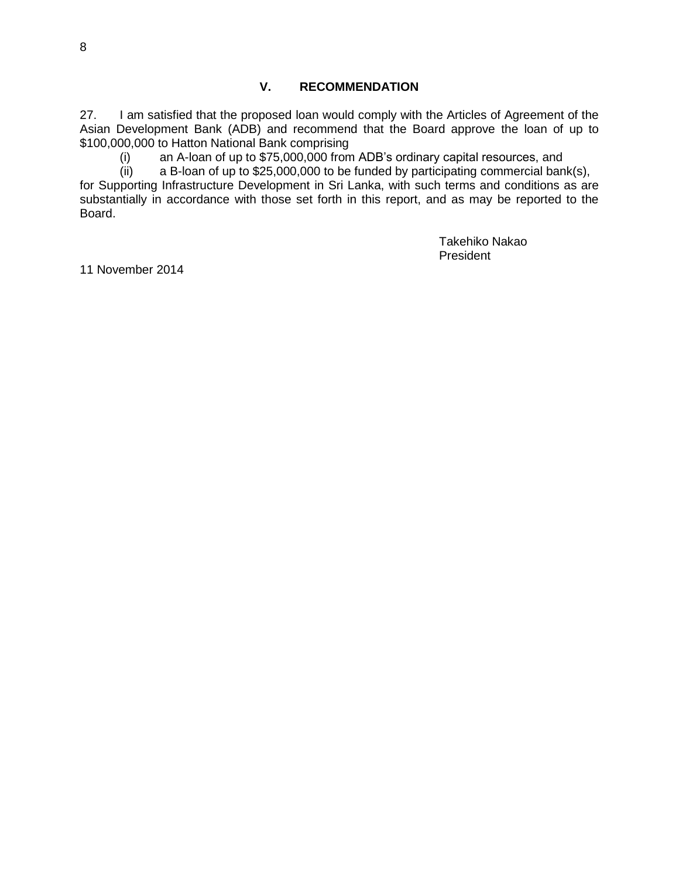## V. RECOMMENDATION

27. I am satisfied that the proposed loan would comply with the Articles of Agreement of the Asian Development Bank (ADB) and recommend that the Board approve the loan of up to $100,000,000 to Hatton National Bank comprising

(i) an A-loan of up to $75,000,000 from ADB's ordinary capital resources, and

(ii) a B-loan of up to $25,000,000 to be funded by participating commercial bank(s),

for Supporting Infrastructure Development in Sri Lanka, with such terms and conditions as are substantially in accordance with those set forth in this report, and as may be reported to the Board.

Takehiko Nakao
President

11 November 2014